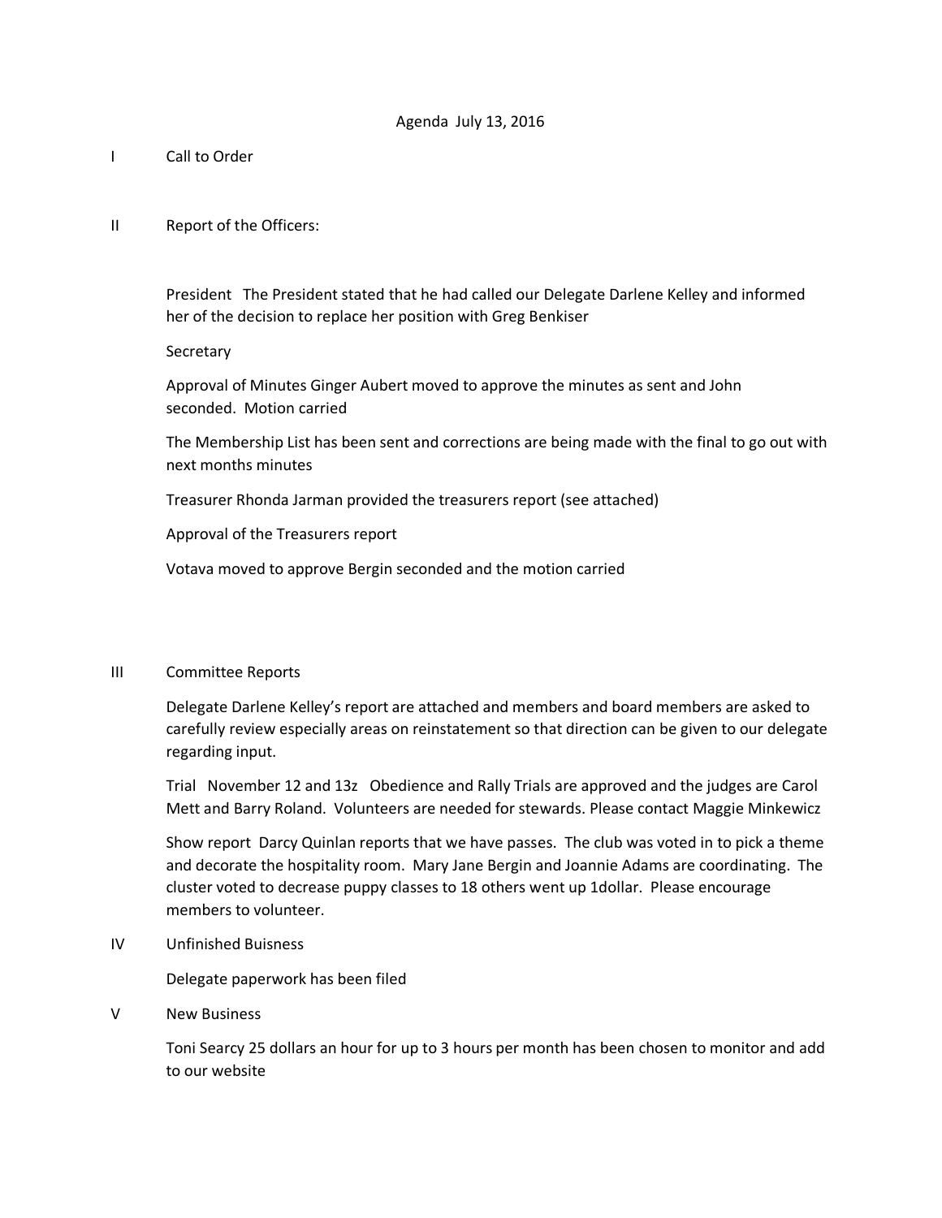Agenda July 13, 2016

I Call to Order

II Report of the Officers:

President The President stated that he had called our Delegate Darlene Kelley and informed her of the decision to replace her position with Greg Benkiser

Secretary

Approval of Minutes Ginger Aubert moved to approve the minutes as sent and John seconded. Motion carried

The Membership List has been sent and corrections are being made with the final to go out with next months minutes

Treasurer Rhonda Jarman provided the treasurers report (see attached)

Approval of the Treasurers report

Votava moved to approve Bergin seconded and the motion carried

III Committee Reports

Delegate Darlene Kelley's report are attached and members and board members are asked to carefully review especially areas on reinstatement so that direction can be given to our delegate regarding input.

Trial November 12 and 13z Obedience and Rally Trials are approved and the judges are Carol Mett and Barry Roland. Volunteers are needed for stewards. Please contact Maggie Minkewicz

Show report Darcy Quinlan reports that we have passes. The club was voted in to pick a theme and decorate the hospitality room. Mary Jane Bergin and Joannie Adams are coordinating. The cluster voted to decrease puppy classes to 18 others went up 1dollar. Please encourage members to volunteer.

IV Unfinished Buisness

Delegate paperwork has been filed

V New Business

Toni Searcy 25 dollars an hour for up to 3 hours per month has been chosen to monitor and add to our website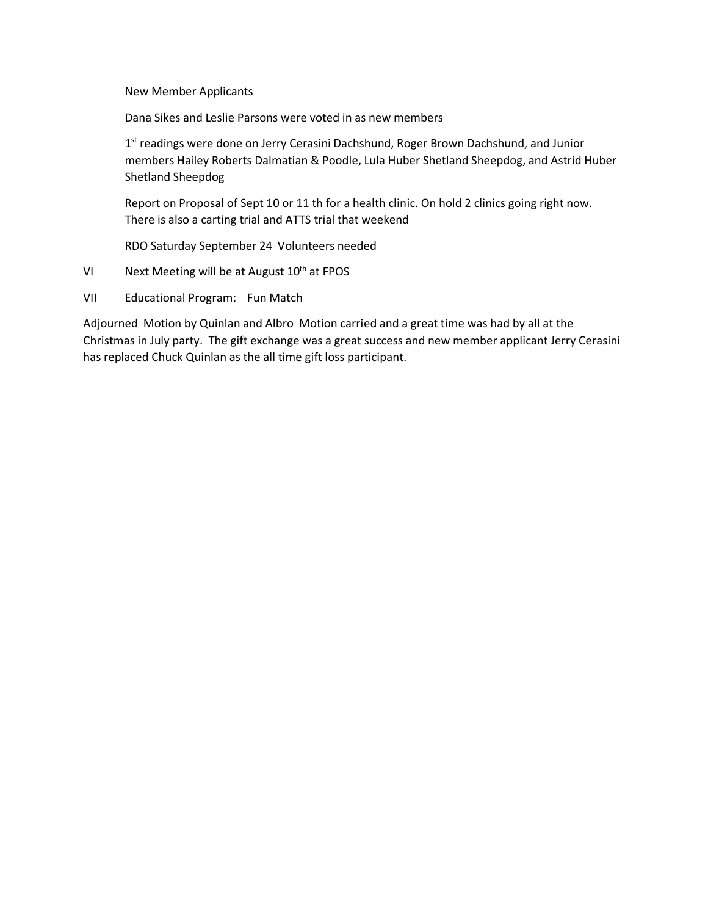New Member Applicants

Dana Sikes and Leslie Parsons were voted in as new members

1st readings were done on Jerry Cerasini Dachshund, Roger Brown Dachshund, and Junior members Hailey Roberts Dalmatian & Poodle, Lula Huber Shetland Sheepdog, and Astrid Huber Shetland Sheepdog

Report on Proposal of Sept 10 or 11 th for a health clinic. On hold 2 clinics going right now. There is also a carting trial and ATTS trial that weekend

RDO Saturday September 24 Volunteers needed

VI Next Meeting will be at August 10th at FPOS

VII Educational Program: Fun Match

Adjourned Motion by Quinlan and Albro Motion carried and a great time was had by all at the Christmas in July party. The gift exchange was a great success and new member applicant Jerry Cerasini has replaced Chuck Quinlan as the all time gift loss participant.